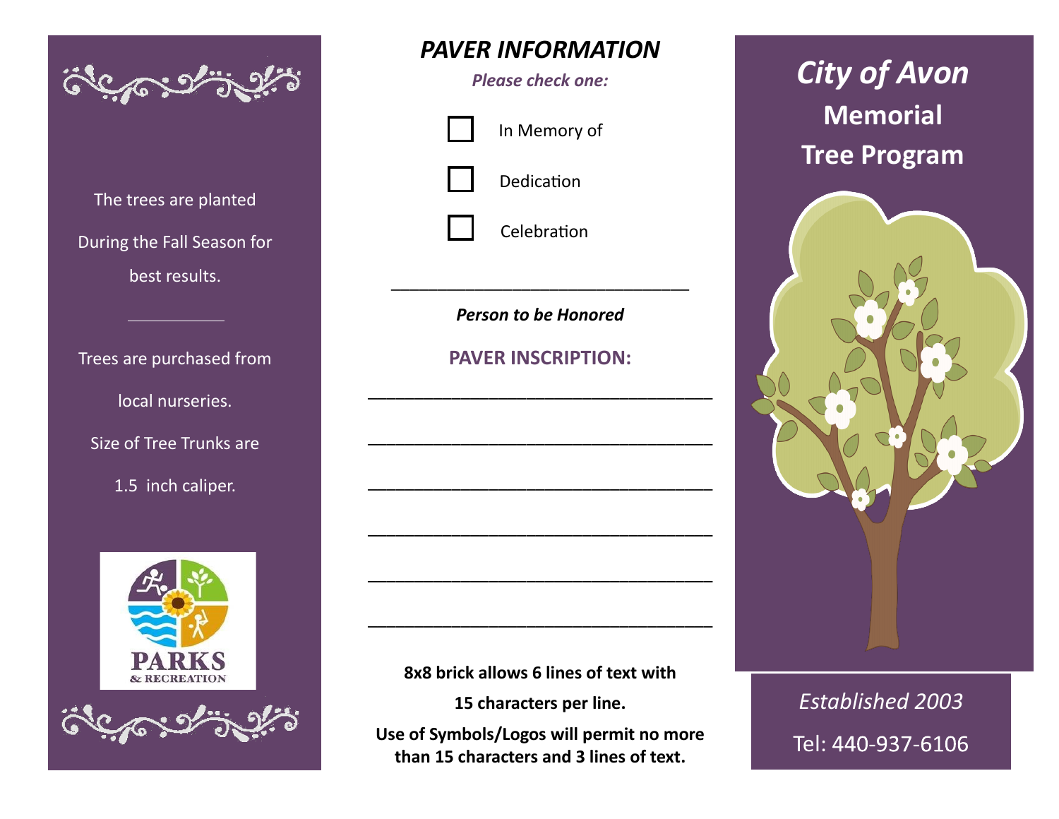# City of Avon
## Memorial Tree Program

*Established 2003*

Tel: 440-937-6106

The trees are planted

During the Fall Season for

best results.

___________

Trees are purchased from

local nurseries.

Size of Tree Trunks are

1.5 inch caliper.

PARKS & RECREATION

## *PAVER INFORMATION*

***Please check one:***

- ☐ In Memory of
- ☐ Dedication
- ☐ Celebration

_______________________________

***Person to be Honored***

### PAVER INSCRIPTION:

___________________________________

___________________________________

___________________________________

___________________________________

___________________________________

___________________________________

**8x8 brick allows 6 lines of text with**

**15 characters per line.**

**Use of Symbols/Logos will permit no more than 15 characters and 3 lines of text.**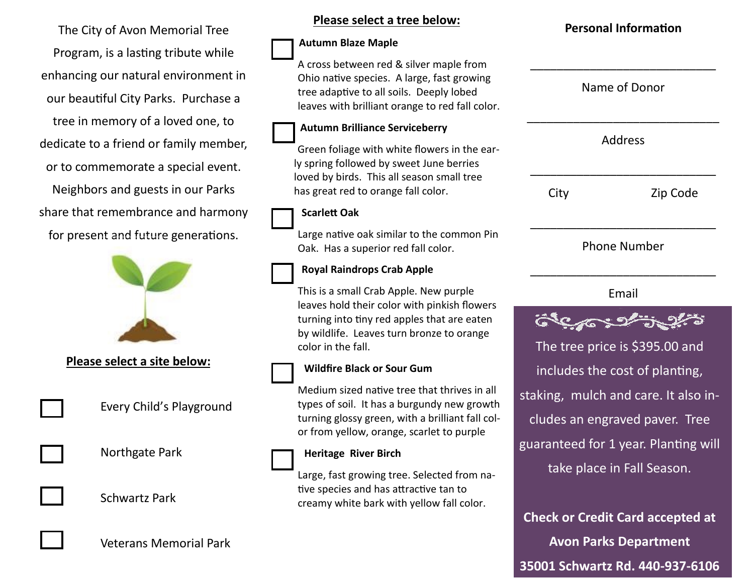The City of Avon Memorial Tree Program, is a lasting tribute while enhancing our natural environment in our beautiful City Parks. Purchase a tree in memory of a loved one, to dedicate to a friend or family member, or to commemorate a special event. Neighbors and guests in our Parks share that remembrance and harmony for present and future generations.

## Please select a site below:

- ☐ Every Child's Playground
- ☐ Northgate Park
- ☐ Schwartz Park
- ☐ Veterans Memorial Park

## Please select a tree below:

☐ **Autumn Blaze Maple**

A cross between red & silver maple from Ohio native species. A large, fast growing tree adaptive to all soils. Deeply lobed leaves with brilliant orange to red fall color.

☐ **Autumn Brilliance Serviceberry**

Green foliage with white flowers in the early spring followed by sweet June berries loved by birds. This all season small tree has great red to orange fall color.

☐ **Scarlett Oak**

Large native oak similar to the common Pin Oak. Has a superior red fall color.

☐ **Royal Raindrops Crab Apple**

This is a small Crab Apple. New purple leaves hold their color with pinkish flowers turning into tiny red apples that are eaten by wildlife. Leaves turn bronze to orange color in the fall.

☐ **Wildfire Black or Sour Gum**

Medium sized native tree that thrives in all types of soil. It has a burgundy new growth turning glossy green, with a brilliant fall color from yellow, orange, scarlet to purple

☐ **Heritage River Birch**

Large, fast growing tree. Selected from native species and has attractive tan to creamy white bark with yellow fall color.

## Personal Information

______________________________

Name of Donor

______________________________

Address

______________________________

City Zip Code

______________________________

Phone Number

______________________________

Email

The tree price is $395.00 and includes the cost of planting, staking, mulch and care. It also includes an engraved paver. Tree guaranteed for 1 year. Planting will take place in Fall Season.

**Check or Credit Card accepted at Avon Parks Department 35001 Schwartz Rd. 440-937-6106**